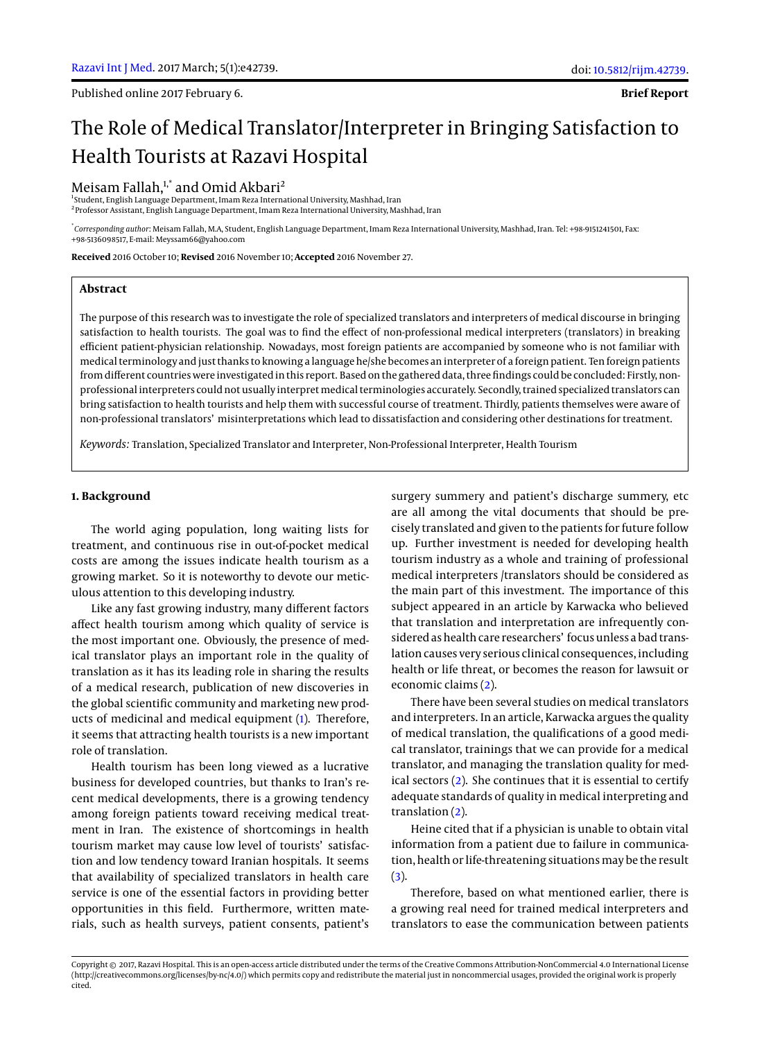Published online 2017 February 6.

**Brief Report**

# The Role of Medical Translator/Interpreter in Bringing Satisfaction to Health Tourists at Razavi Hospital

Meisam Fallah,[1,*] and Omid Akbari[2]

[1] Student, English Language Department, Imam Reza International University, Mashhad, Iran
[2] Professor Assistant, English Language Department, Imam Reza International University, Mashhad, Iran

[*] *Corresponding author*: Meisam Fallah, M.A, Student, English Language Department, Imam Reza International University, Mashhad, Iran. Tel: +98-9151241501, Fax: +98-5136098517, E-mail: Meyssam66@yahoo.com

**Received** 2016 October 10; **Revised** 2016 November 10; **Accepted** 2016 November 27.

## Abstract

The purpose of this research was to investigate the role of specialized translators and interpreters of medical discourse in bringing satisfaction to health tourists. The goal was to find the effect of non-professional medical interpreters (translators) in breaking efficient patient-physician relationship. Nowadays, most foreign patients are accompanied by someone who is not familiar with medical terminology and just thanks to knowing a language he/she becomes an interpreter of a foreign patient. Ten foreign patients from different countries were investigated in this report. Based on the gathered data, three findings could be concluded: Firstly, non-professional interpreters could not usually interpret medical terminologies accurately. Secondly, trained specialized translators can bring satisfaction to health tourists and help them with successful course of treatment. Thirdly, patients themselves were aware of non-professional translators' misinterpretations which lead to dissatisfaction and considering other destinations for treatment.

*Keywords:* Translation, Specialized Translator and Interpreter, Non-Professional Interpreter, Health Tourism

## 1. Background

The world aging population, long waiting lists for treatment, and continuous rise in out-of-pocket medical costs are among the issues indicate health tourism as a growing market. So it is noteworthy to devote our meticulous attention to this developing industry.

Like any fast growing industry, many different factors affect health tourism among which quality of service is the most important one. Obviously, the presence of medical translator plays an important role in the quality of translation as it has its leading role in sharing the results of a medical research, publication of new discoveries in the global scientific community and marketing new products of medicinal and medical equipment (1). Therefore, it seems that attracting health tourists is a new important role of translation.

Health tourism has been long viewed as a lucrative business for developed countries, but thanks to Iran's recent medical developments, there is a growing tendency among foreign patients toward receiving medical treatment in Iran. The existence of shortcomings in health tourism market may cause low level of tourists' satisfaction and low tendency toward Iranian hospitals. It seems that availability of specialized translators in health care service is one of the essential factors in providing better opportunities in this field. Furthermore, written materials, such as health surveys, patient consents, patient's surgery summery and patient's discharge summery, etc are all among the vital documents that should be precisely translated and given to the patients for future follow up. Further investment is needed for developing health tourism industry as a whole and training of professional medical interpreters /translators should be considered as the main part of this investment. The importance of this subject appeared in an article by Karwacka who believed that translation and interpretation are infrequently considered as health care researchers' focus unless a bad translation causes very serious clinical consequences, including health or life threat, or becomes the reason for lawsuit or economic claims (2).

There have been several studies on medical translators and interpreters. In an article, Karwacka argues the quality of medical translation, the qualifications of a good medical translator, trainings that we can provide for a medical translator, and managing the translation quality for medical sectors (2). She continues that it is essential to certify adequate standards of quality in medical interpreting and translation (2).

Heine cited that if a physician is unable to obtain vital information from a patient due to failure in communication, health or life-threatening situations may be the result (3).

Therefore, based on what mentioned earlier, there is a growing real need for trained medical interpreters and translators to ease the communication between patients

Copyright © 2017, Razavi Hospital. This is an open-access article distributed under the terms of the Creative Commons Attribution-NonCommercial 4.0 International License (http://creativecommons.org/licenses/by-nc/4.0/) which permits copy and redistribute the material just in noncommercial usages, provided the original work is properly cited.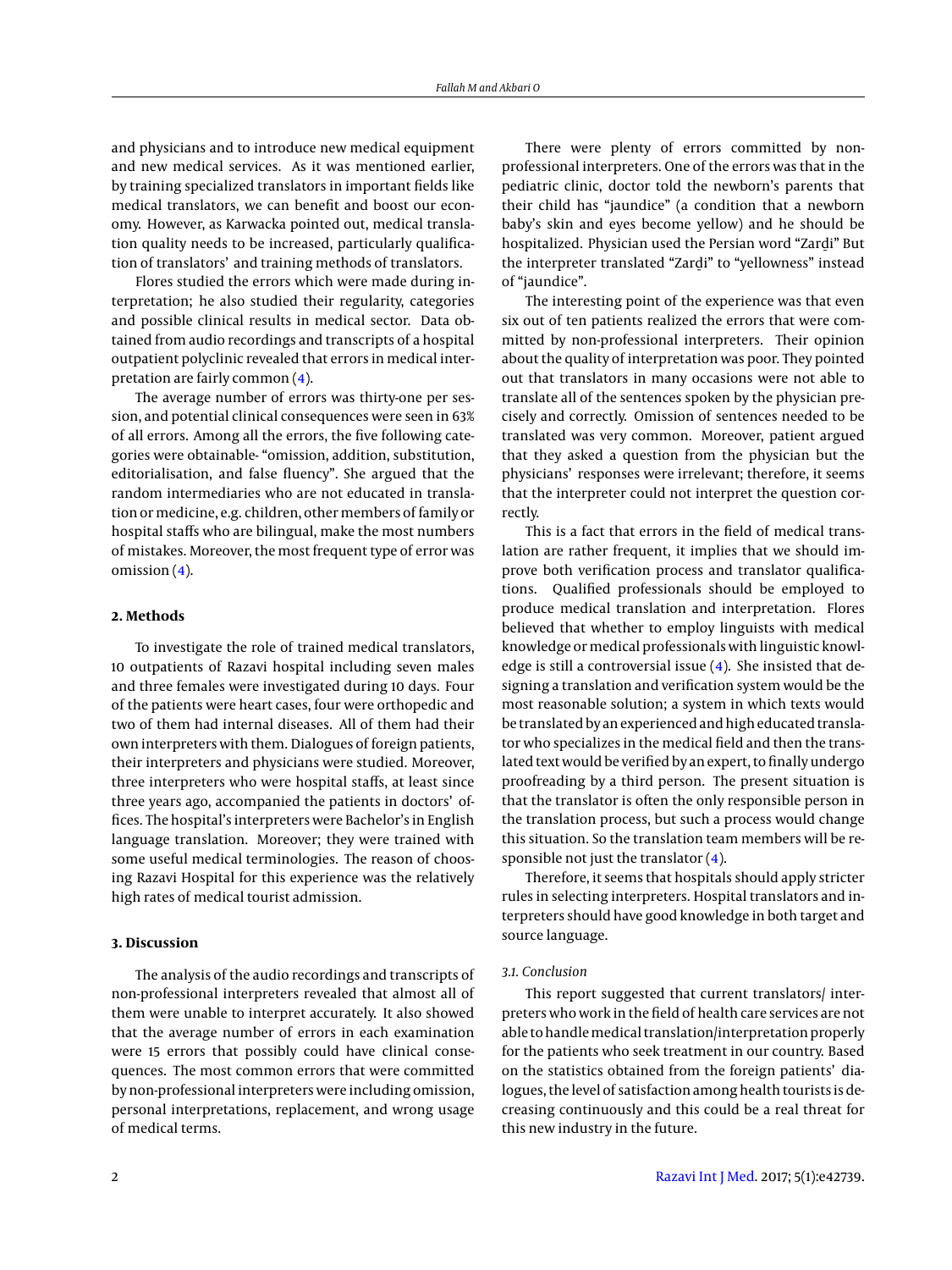and physicians and to introduce new medical equipment and new medical services. As it was mentioned earlier, by training specialized translators in important fields like medical translators, we can benefit and boost our economy. However, as Karwacka pointed out, medical translation quality needs to be increased, particularly qualification of translators' and training methods of translators.

Flores studied the errors which were made during interpretation; he also studied their regularity, categories and possible clinical results in medical sector. Data obtained from audio recordings and transcripts of a hospital outpatient polyclinic revealed that errors in medical interpretation are fairly common (4).

The average number of errors was thirty-one per session, and potential clinical consequences were seen in 63% of all errors. Among all the errors, the five following categories were obtainable- "omission, addition, substitution, editorialisation, and false fluency". She argued that the random intermediaries who are not educated in translation or medicine, e.g. children, other members of family or hospital staffs who are bilingual, make the most numbers of mistakes. Moreover, the most frequent type of error was omission (4).

## 2. Methods

To investigate the role of trained medical translators, 10 outpatients of Razavi hospital including seven males and three females were investigated during 10 days. Four of the patients were heart cases, four were orthopedic and two of them had internal diseases. All of them had their own interpreters with them. Dialogues of foreign patients, their interpreters and physicians were studied. Moreover, three interpreters who were hospital staffs, at least since three years ago, accompanied the patients in doctors' offices. The hospital's interpreters were Bachelor's in English language translation. Moreover; they were trained with some useful medical terminologies. The reason of choosing Razavi Hospital for this experience was the relatively high rates of medical tourist admission.

## 3. Discussion

The analysis of the audio recordings and transcripts of non-professional interpreters revealed that almost all of them were unable to interpret accurately. It also showed that the average number of errors in each examination were 15 errors that possibly could have clinical consequences. The most common errors that were committed by non-professional interpreters were including omission, personal interpretations, replacement, and wrong usage of medical terms.

There were plenty of errors committed by non-professional interpreters. One of the errors was that in the pediatric clinic, doctor told the newborn's parents that their child has "jaundice" (a condition that a newborn baby's skin and eyes become yellow) and he should be hospitalized. Physician used the Persian word "Zarḏi" But the interpreter translated "Zarḏi" to "yellowness" instead of "jaundice".

The interesting point of the experience was that even six out of ten patients realized the errors that were committed by non-professional interpreters. Their opinion about the quality of interpretation was poor. They pointed out that translators in many occasions were not able to translate all of the sentences spoken by the physician precisely and correctly. Omission of sentences needed to be translated was very common. Moreover, patient argued that they asked a question from the physician but the physicians' responses were irrelevant; therefore, it seems that the interpreter could not interpret the question correctly.

This is a fact that errors in the field of medical translation are rather frequent, it implies that we should improve both verification process and translator qualifications. Qualified professionals should be employed to produce medical translation and interpretation. Flores believed that whether to employ linguists with medical knowledge or medical professionals with linguistic knowledge is still a controversial issue (4). She insisted that designing a translation and verification system would be the most reasonable solution; a system in which texts would be translated by an experienced and high educated translator who specializes in the medical field and then the translated text would be verified by an expert, to finally undergo proofreading by a third person. The present situation is that the translator is often the only responsible person in the translation process, but such a process would change this situation. So the translation team members will be responsible not just the translator (4).

Therefore, it seems that hospitals should apply stricter rules in selecting interpreters. Hospital translators and interpreters should have good knowledge in both target and source language.

### 3.1. Conclusion

This report suggested that current translators/ interpreters who work in the field of health care services are not able to handle medical translation/interpretation properly for the patients who seek treatment in our country. Based on the statistics obtained from the foreign patients' dialogues, the level of satisfaction among health tourists is decreasing continuously and this could be a real threat for this new industry in the future.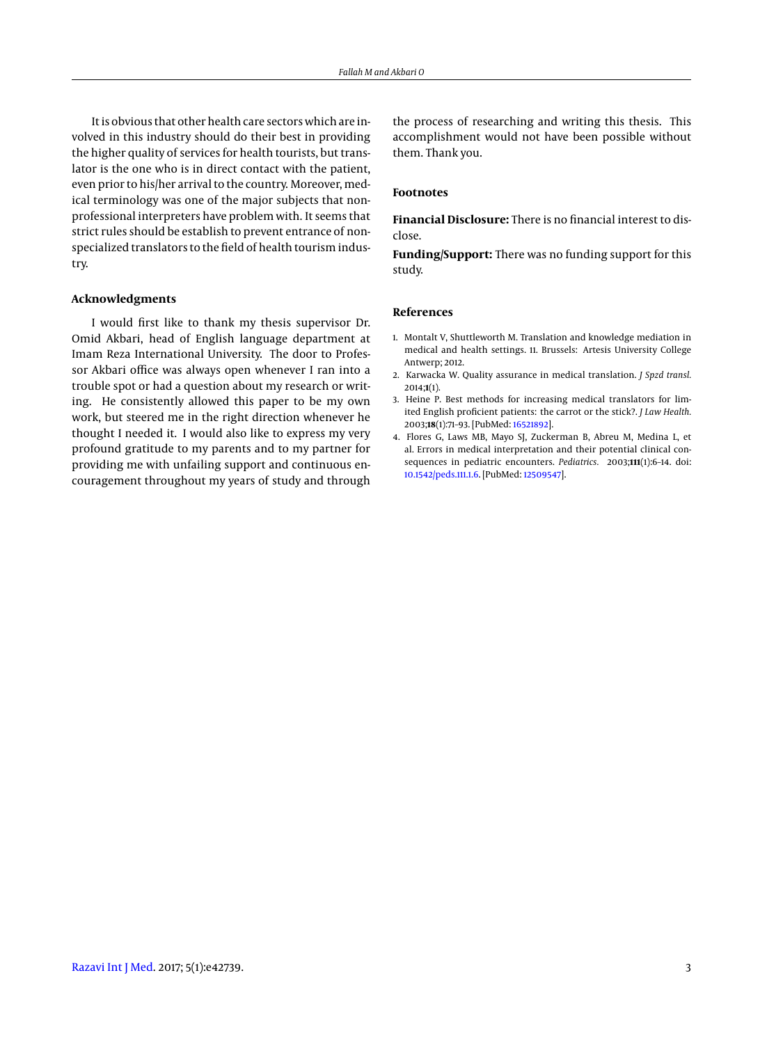It is obvious that other health care sectors which are involved in this industry should do their best in providing the higher quality of services for health tourists, but translator is the one who is in direct contact with the patient, even prior to his/her arrival to the country. Moreover, medical terminology was one of the major subjects that non-professional interpreters have problem with. It seems that strict rules should be establish to prevent entrance of non-specialized translators to the field of health tourism industry.

## Acknowledgments

I would first like to thank my thesis supervisor Dr. Omid Akbari, head of English language department at Imam Reza International University. The door to Professor Akbari office was always open whenever I ran into a trouble spot or had a question about my research or writing. He consistently allowed this paper to be my own work, but steered me in the right direction whenever he thought I needed it. I would also like to express my very profound gratitude to my parents and to my partner for providing me with unfailing support and continuous encouragement throughout my years of study and through the process of researching and writing this thesis. This accomplishment would not have been possible without them. Thank you.

## Footnotes

**Financial Disclosure:** There is no financial interest to disclose.

**Funding/Support:** There was no funding support for this study.

## References

1. Montalt V, Shuttleworth M. Translation and knowledge mediation in medical and health settings. 11. Brussels: Artesis University College Antwerp; 2012.
2. Karwacka W. Quality assurance in medical translation. *J Spzd transl.* 2014;**1**(1).
3. Heine P. Best methods for increasing medical translators for limited English proficient patients: the carrot or the stick?. *J Law Health.* 2003;**18**(1):71–93. [PubMed: 16521892].
4. Flores G, Laws MB, Mayo SJ, Zuckerman B, Abreu M, Medina L, et al. Errors in medical interpretation and their potential clinical consequences in pediatric encounters. *Pediatrics.* 2003;**111**(1):6–14. doi: 10.1542/peds.111.1.6. [PubMed: 12509547].